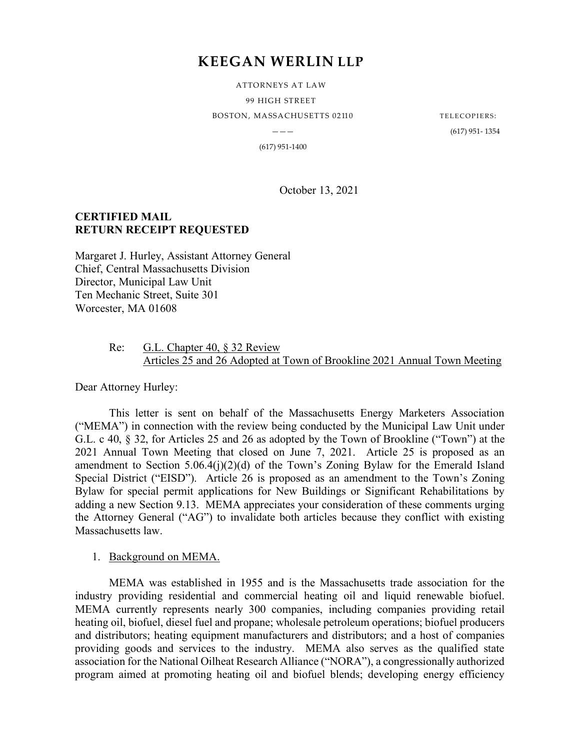# KEEGAN WERLIN LLP

ATTORNEYS AT LAW

99 HIGH STREET

BOSTON, MASSACHUSETTS 02110

———

(617) 951-1400

TELECOPIERS:

(617) 951- 1354

October 13, 2021

**CERTIFIED MAIL**
**RETURN RECEIPT REQUESTED**

Margaret J. Hurley, Assistant Attorney General
Chief, Central Massachusetts Division
Director, Municipal Law Unit
Ten Mechanic Street, Suite 301
Worcester, MA 01608

Re: G.L. Chapter 40, § 32 Review
Articles 25 and 26 Adopted at Town of Brookline 2021 Annual Town Meeting

Dear Attorney Hurley:

This letter is sent on behalf of the Massachusetts Energy Marketers Association ("MEMA") in connection with the review being conducted by the Municipal Law Unit under G.L. c 40, § 32, for Articles 25 and 26 as adopted by the Town of Brookline ("Town") at the 2021 Annual Town Meeting that closed on June 7, 2021. Article 25 is proposed as an amendment to Section 5.06.4(j)(2)(d) of the Town's Zoning Bylaw for the Emerald Island Special District ("EISD"). Article 26 is proposed as an amendment to the Town's Zoning Bylaw for special permit applications for New Buildings or Significant Rehabilitations by adding a new Section 9.13. MEMA appreciates your consideration of these comments urging the Attorney General ("AG") to invalidate both articles because they conflict with existing Massachusetts law.

1. Background on MEMA.

MEMA was established in 1955 and is the Massachusetts trade association for the industry providing residential and commercial heating oil and liquid renewable biofuel. MEMA currently represents nearly 300 companies, including companies providing retail heating oil, biofuel, diesel fuel and propane; wholesale petroleum operations; biofuel producers and distributors; heating equipment manufacturers and distributors; and a host of companies providing goods and services to the industry. MEMA also serves as the qualified state association for the National Oilheat Research Alliance ("NORA"), a congressionally authorized program aimed at promoting heating oil and biofuel blends; developing energy efficiency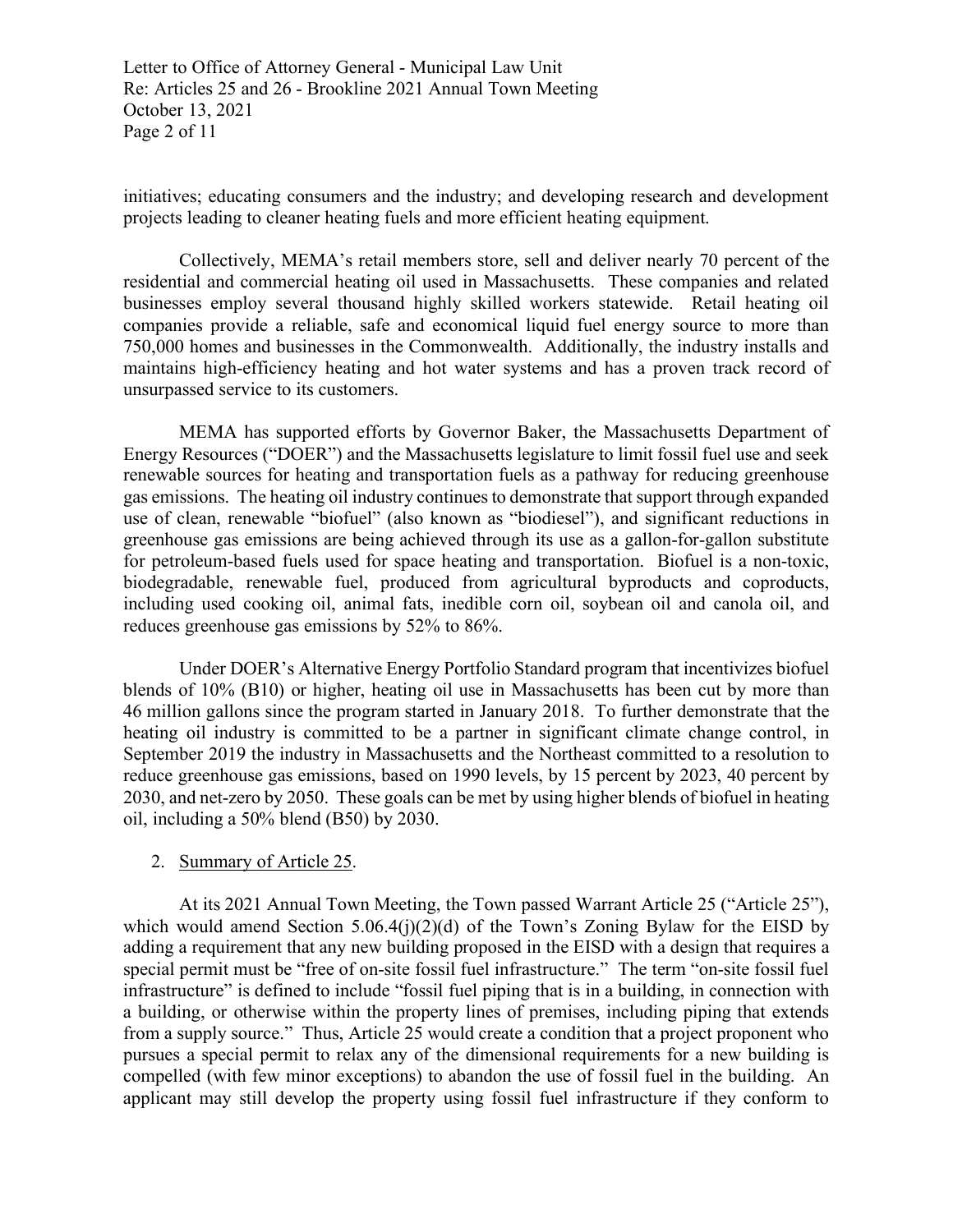initiatives; educating consumers and the industry; and developing research and development projects leading to cleaner heating fuels and more efficient heating equipment.

Collectively, MEMA's retail members store, sell and deliver nearly 70 percent of the residential and commercial heating oil used in Massachusetts. These companies and related businesses employ several thousand highly skilled workers statewide. Retail heating oil companies provide a reliable, safe and economical liquid fuel energy source to more than 750,000 homes and businesses in the Commonwealth. Additionally, the industry installs and maintains high-efficiency heating and hot water systems and has a proven track record of unsurpassed service to its customers.

MEMA has supported efforts by Governor Baker, the Massachusetts Department of Energy Resources ("DOER") and the Massachusetts legislature to limit fossil fuel use and seek renewable sources for heating and transportation fuels as a pathway for reducing greenhouse gas emissions. The heating oil industry continues to demonstrate that support through expanded use of clean, renewable "biofuel" (also known as "biodiesel"), and significant reductions in greenhouse gas emissions are being achieved through its use as a gallon-for-gallon substitute for petroleum-based fuels used for space heating and transportation. Biofuel is a non-toxic, biodegradable, renewable fuel, produced from agricultural byproducts and coproducts, including used cooking oil, animal fats, inedible corn oil, soybean oil and canola oil, and reduces greenhouse gas emissions by 52% to 86%.

Under DOER's Alternative Energy Portfolio Standard program that incentivizes biofuel blends of 10% (B10) or higher, heating oil use in Massachusetts has been cut by more than 46 million gallons since the program started in January 2018. To further demonstrate that the heating oil industry is committed to be a partner in significant climate change control, in September 2019 the industry in Massachusetts and the Northeast committed to a resolution to reduce greenhouse gas emissions, based on 1990 levels, by 15 percent by 2023, 40 percent by 2030, and net-zero by 2050. These goals can be met by using higher blends of biofuel in heating oil, including a 50% blend (B50) by 2030.

2. Summary of Article 25.

At its 2021 Annual Town Meeting, the Town passed Warrant Article 25 ("Article 25"), which would amend Section 5.06.4(j)(2)(d) of the Town's Zoning Bylaw for the EISD by adding a requirement that any new building proposed in the EISD with a design that requires a special permit must be "free of on-site fossil fuel infrastructure." The term "on-site fossil fuel infrastructure" is defined to include "fossil fuel piping that is in a building, in connection with a building, or otherwise within the property lines of premises, including piping that extends from a supply source." Thus, Article 25 would create a condition that a project proponent who pursues a special permit to relax any of the dimensional requirements for a new building is compelled (with few minor exceptions) to abandon the use of fossil fuel in the building. An applicant may still develop the property using fossil fuel infrastructure if they conform to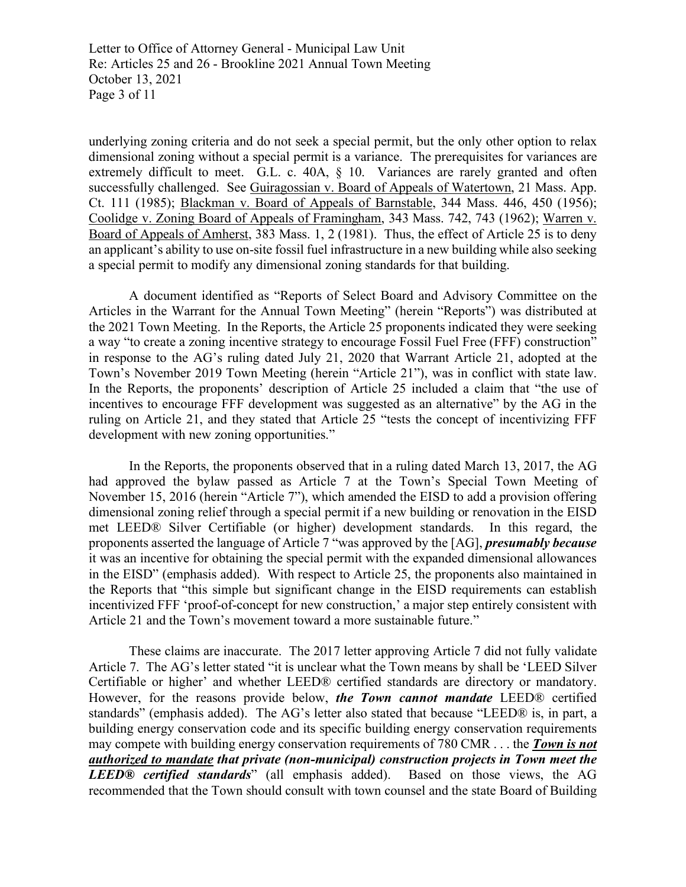underlying zoning criteria and do not seek a special permit, but the only other option to relax dimensional zoning without a special permit is a variance. The prerequisites for variances are extremely difficult to meet. G.L. c. 40A, § 10. Variances are rarely granted and often successfully challenged. See Guiragossian v. Board of Appeals of Watertown, 21 Mass. App. Ct. 111 (1985); Blackman v. Board of Appeals of Barnstable, 344 Mass. 446, 450 (1956); Coolidge v. Zoning Board of Appeals of Framingham, 343 Mass. 742, 743 (1962); Warren v. Board of Appeals of Amherst, 383 Mass. 1, 2 (1981). Thus, the effect of Article 25 is to deny an applicant's ability to use on-site fossil fuel infrastructure in a new building while also seeking a special permit to modify any dimensional zoning standards for that building.

A document identified as "Reports of Select Board and Advisory Committee on the Articles in the Warrant for the Annual Town Meeting" (herein "Reports") was distributed at the 2021 Town Meeting. In the Reports, the Article 25 proponents indicated they were seeking a way "to create a zoning incentive strategy to encourage Fossil Fuel Free (FFF) construction" in response to the AG's ruling dated July 21, 2020 that Warrant Article 21, adopted at the Town's November 2019 Town Meeting (herein "Article 21"), was in conflict with state law. In the Reports, the proponents' description of Article 25 included a claim that "the use of incentives to encourage FFF development was suggested as an alternative" by the AG in the ruling on Article 21, and they stated that Article 25 "tests the concept of incentivizing FFF development with new zoning opportunities."

In the Reports, the proponents observed that in a ruling dated March 13, 2017, the AG had approved the bylaw passed as Article 7 at the Town's Special Town Meeting of November 15, 2016 (herein "Article 7"), which amended the EISD to add a provision offering dimensional zoning relief through a special permit if a new building or renovation in the EISD met LEED® Silver Certifiable (or higher) development standards. In this regard, the proponents asserted the language of Article 7 "was approved by the [AG], ***presumably because*** it was an incentive for obtaining the special permit with the expanded dimensional allowances in the EISD" (emphasis added). With respect to Article 25, the proponents also maintained in the Reports that "this simple but significant change in the EISD requirements can establish incentivized FFF 'proof-of-concept for new construction,' a major step entirely consistent with Article 21 and the Town's movement toward a more sustainable future."

These claims are inaccurate. The 2017 letter approving Article 7 did not fully validate Article 7. The AG's letter stated "it is unclear what the Town means by shall be 'LEED Silver Certifiable or higher' and whether LEED® certified standards are directory or mandatory. However, for the reasons provide below, ***the Town cannot mandate*** LEED® certified standards" (emphasis added). The AG's letter also stated that because "LEED® is, in part, a building energy conservation code and its specific building energy conservation requirements may compete with building energy conservation requirements of 780 CMR . . . the ***<u>Town is not authorized to mandate</u> that private (non-municipal) construction projects in Town meet the LEED® certified standards***" (all emphasis added). Based on those views, the AG recommended that the Town should consult with town counsel and the state Board of Building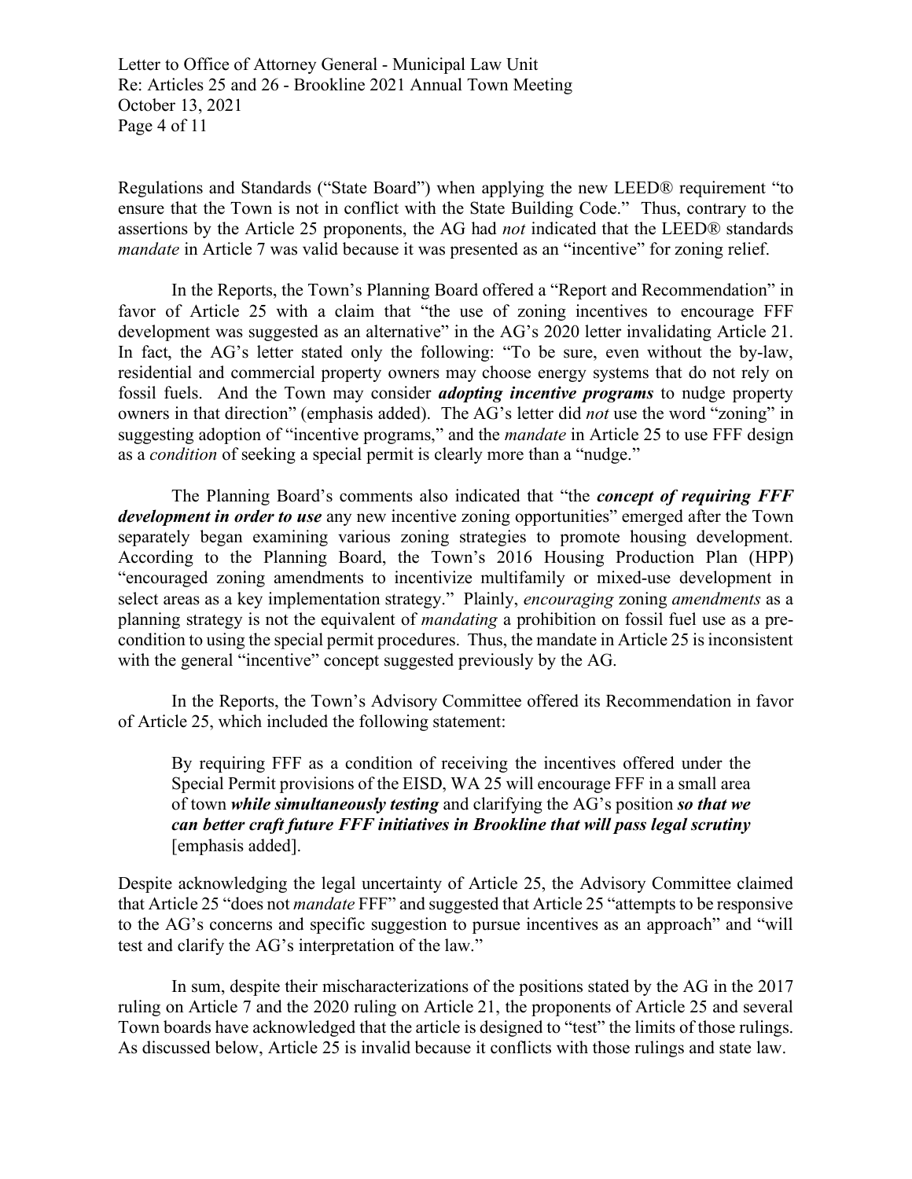Regulations and Standards ("State Board") when applying the new LEED® requirement "to ensure that the Town is not in conflict with the State Building Code." Thus, contrary to the assertions by the Article 25 proponents, the AG had *not* indicated that the LEED® standards *mandate* in Article 7 was valid because it was presented as an "incentive" for zoning relief.

In the Reports, the Town's Planning Board offered a "Report and Recommendation" in favor of Article 25 with a claim that "the use of zoning incentives to encourage FFF development was suggested as an alternative" in the AG's 2020 letter invalidating Article 21. In fact, the AG's letter stated only the following: "To be sure, even without the by-law, residential and commercial property owners may choose energy systems that do not rely on fossil fuels. And the Town may consider ***adopting incentive programs*** to nudge property owners in that direction" (emphasis added). The AG's letter did *not* use the word "zoning" in suggesting adoption of "incentive programs," and the *mandate* in Article 25 to use FFF design as a *condition* of seeking a special permit is clearly more than a "nudge."

The Planning Board's comments also indicated that "the ***concept of requiring FFF development in order to use*** any new incentive zoning opportunities" emerged after the Town separately began examining various zoning strategies to promote housing development. According to the Planning Board, the Town's 2016 Housing Production Plan (HPP) "encouraged zoning amendments to incentivize multifamily or mixed-use development in select areas as a key implementation strategy." Plainly, *encouraging* zoning *amendments* as a planning strategy is not the equivalent of *mandating* a prohibition on fossil fuel use as a pre-condition to using the special permit procedures. Thus, the mandate in Article 25 is inconsistent with the general "incentive" concept suggested previously by the AG.

In the Reports, the Town's Advisory Committee offered its Recommendation in favor of Article 25, which included the following statement:

> By requiring FFF as a condition of receiving the incentives offered under the Special Permit provisions of the EISD, WA 25 will encourage FFF in a small area of town ***while simultaneously testing*** and clarifying the AG's position ***so that we can better craft future FFF initiatives in Brookline that will pass legal scrutiny*** [emphasis added].

Despite acknowledging the legal uncertainty of Article 25, the Advisory Committee claimed that Article 25 "does not *mandate* FFF" and suggested that Article 25 "attempts to be responsive to the AG's concerns and specific suggestion to pursue incentives as an approach" and "will test and clarify the AG's interpretation of the law."

In sum, despite their mischaracterizations of the positions stated by the AG in the 2017 ruling on Article 7 and the 2020 ruling on Article 21, the proponents of Article 25 and several Town boards have acknowledged that the article is designed to "test" the limits of those rulings. As discussed below, Article 25 is invalid because it conflicts with those rulings and state law.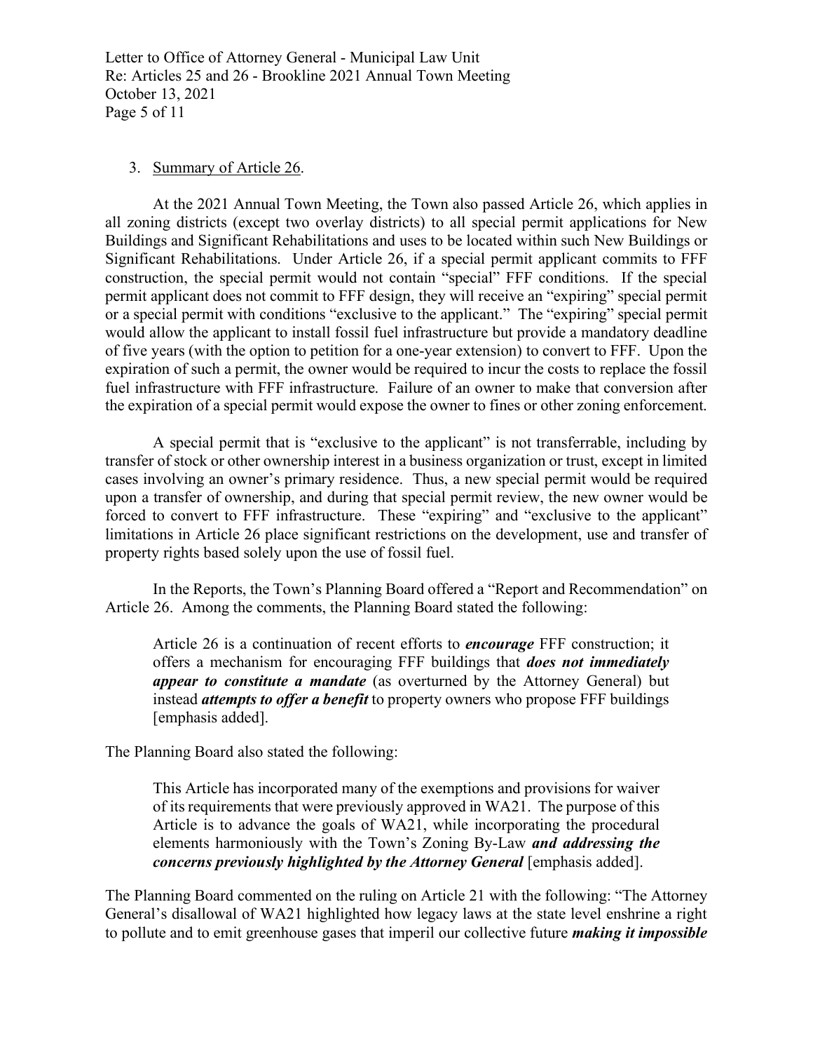3. Summary of Article 26.

At the 2021 Annual Town Meeting, the Town also passed Article 26, which applies in all zoning districts (except two overlay districts) to all special permit applications for New Buildings and Significant Rehabilitations and uses to be located within such New Buildings or Significant Rehabilitations. Under Article 26, if a special permit applicant commits to FFF construction, the special permit would not contain "special" FFF conditions. If the special permit applicant does not commit to FFF design, they will receive an "expiring" special permit or a special permit with conditions "exclusive to the applicant." The "expiring" special permit would allow the applicant to install fossil fuel infrastructure but provide a mandatory deadline of five years (with the option to petition for a one-year extension) to convert to FFF. Upon the expiration of such a permit, the owner would be required to incur the costs to replace the fossil fuel infrastructure with FFF infrastructure. Failure of an owner to make that conversion after the expiration of a special permit would expose the owner to fines or other zoning enforcement.

A special permit that is "exclusive to the applicant" is not transferrable, including by transfer of stock or other ownership interest in a business organization or trust, except in limited cases involving an owner's primary residence. Thus, a new special permit would be required upon a transfer of ownership, and during that special permit review, the new owner would be forced to convert to FFF infrastructure. These "expiring" and "exclusive to the applicant" limitations in Article 26 place significant restrictions on the development, use and transfer of property rights based solely upon the use of fossil fuel.

In the Reports, the Town's Planning Board offered a "Report and Recommendation" on Article 26. Among the comments, the Planning Board stated the following:

> Article 26 is a continuation of recent efforts to ***encourage*** FFF construction; it offers a mechanism for encouraging FFF buildings that ***does not immediately appear to constitute a mandate*** (as overturned by the Attorney General) but instead ***attempts to offer a benefit*** to property owners who propose FFF buildings [emphasis added].

The Planning Board also stated the following:

> This Article has incorporated many of the exemptions and provisions for waiver of its requirements that were previously approved in WA21. The purpose of this Article is to advance the goals of WA21, while incorporating the procedural elements harmoniously with the Town's Zoning By-Law ***and addressing the concerns previously highlighted by the Attorney General*** [emphasis added].

The Planning Board commented on the ruling on Article 21 with the following: "The Attorney General's disallowal of WA21 highlighted how legacy laws at the state level enshrine a right to pollute and to emit greenhouse gases that imperil our collective future ***making it impossible***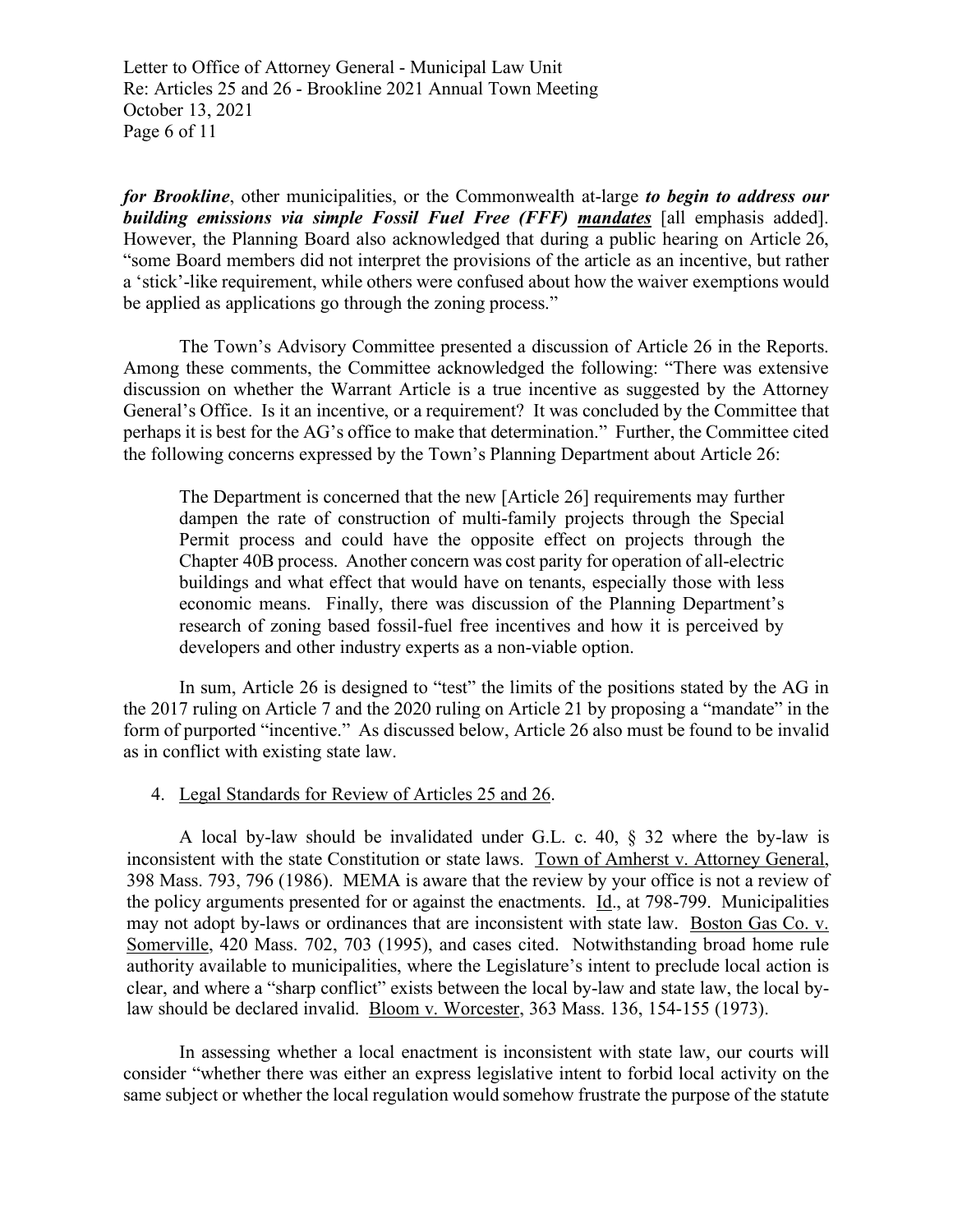*for Brookline*, other municipalities, or the Commonwealth at-large ***to begin to address our building emissions via simple Fossil Fuel Free (FFF) _mandates_*** [all emphasis added]. However, the Planning Board also acknowledged that during a public hearing on Article 26, "some Board members did not interpret the provisions of the article as an incentive, but rather a 'stick'-like requirement, while others were confused about how the waiver exemptions would be applied as applications go through the zoning process."

The Town's Advisory Committee presented a discussion of Article 26 in the Reports. Among these comments, the Committee acknowledged the following: "There was extensive discussion on whether the Warrant Article is a true incentive as suggested by the Attorney General's Office. Is it an incentive, or a requirement? It was concluded by the Committee that perhaps it is best for the AG's office to make that determination." Further, the Committee cited the following concerns expressed by the Town's Planning Department about Article 26:

> The Department is concerned that the new [Article 26] requirements may further dampen the rate of construction of multi-family projects through the Special Permit process and could have the opposite effect on projects through the Chapter 40B process. Another concern was cost parity for operation of all-electric buildings and what effect that would have on tenants, especially those with less economic means. Finally, there was discussion of the Planning Department's research of zoning based fossil-fuel free incentives and how it is perceived by developers and other industry experts as a non-viable option.

In sum, Article 26 is designed to "test" the limits of the positions stated by the AG in the 2017 ruling on Article 7 and the 2020 ruling on Article 21 by proposing a "mandate" in the form of purported "incentive." As discussed below, Article 26 also must be found to be invalid as in conflict with existing state law.

4. <u>Legal Standards for Review of Articles 25 and 26</u>.

A local by-law should be invalidated under G.L. c. 40, § 32 where the by-law is inconsistent with the state Constitution or state laws. <u>Town of Amherst v. Attorney General</u>, 398 Mass. 793, 796 (1986). MEMA is aware that the review by your office is not a review of the policy arguments presented for or against the enactments. <u>Id</u>., at 798-799. Municipalities may not adopt by-laws or ordinances that are inconsistent with state law. <u>Boston Gas Co. v. Somerville</u>, 420 Mass. 702, 703 (1995), and cases cited. Notwithstanding broad home rule authority available to municipalities, where the Legislature's intent to preclude local action is clear, and where a "sharp conflict" exists between the local by-law and state law, the local by-law should be declared invalid. <u>Bloom v. Worcester</u>, 363 Mass. 136, 154-155 (1973).

In assessing whether a local enactment is inconsistent with state law, our courts will consider "whether there was either an express legislative intent to forbid local activity on the same subject or whether the local regulation would somehow frustrate the purpose of the statute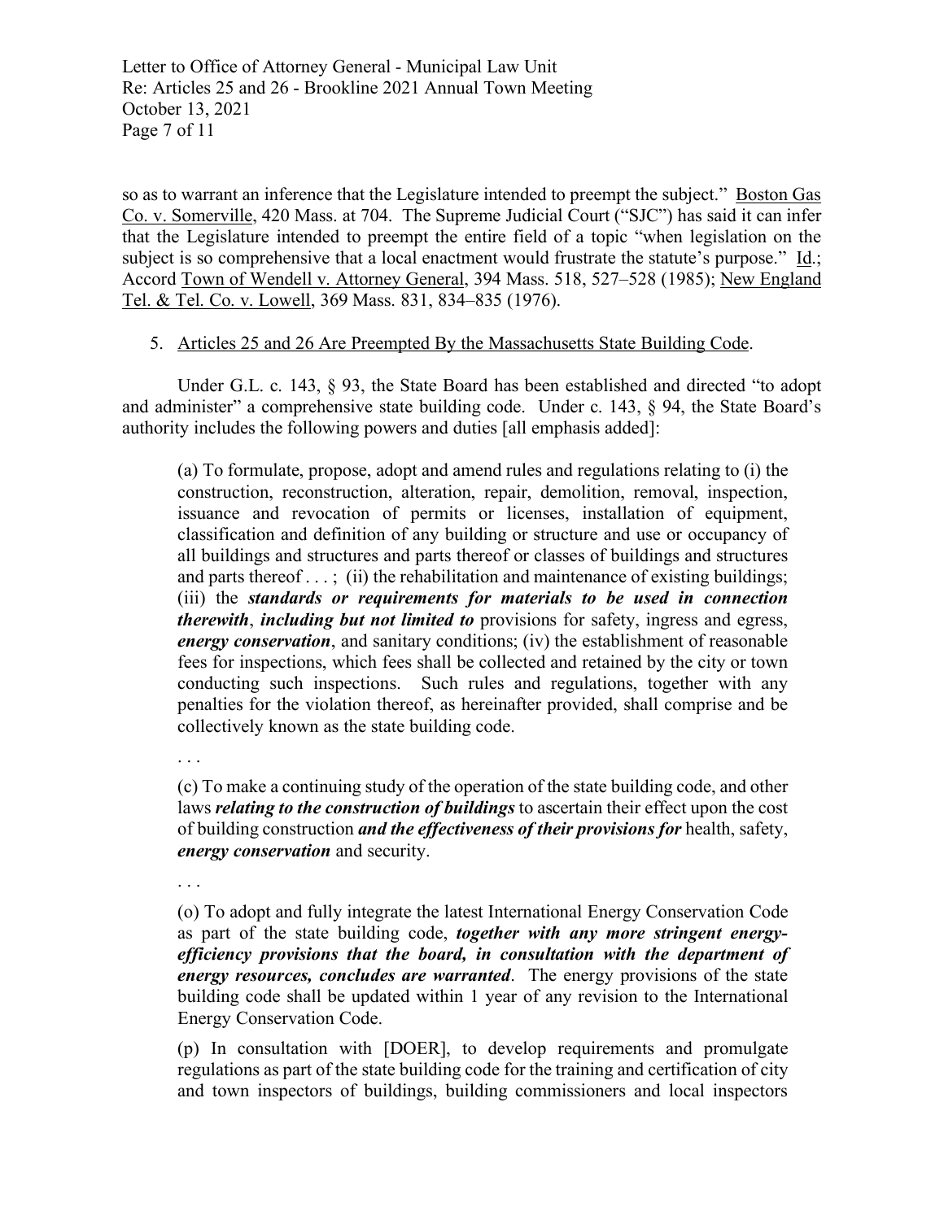so as to warrant an inference that the Legislature intended to preempt the subject." Boston Gas Co. v. Somerville, 420 Mass. at 704. The Supreme Judicial Court ("SJC") has said it can infer that the Legislature intended to preempt the entire field of a topic "when legislation on the subject is so comprehensive that a local enactment would frustrate the statute's purpose." Id.; Accord Town of Wendell v. Attorney General, 394 Mass. 518, 527–528 (1985); New England Tel. & Tel. Co. v. Lowell, 369 Mass. 831, 834–835 (1976).

5. Articles 25 and 26 Are Preempted By the Massachusetts State Building Code.

Under G.L. c. 143, § 93, the State Board has been established and directed "to adopt and administer" a comprehensive state building code. Under c. 143, § 94, the State Board's authority includes the following powers and duties [all emphasis added]:

> (a) To formulate, propose, adopt and amend rules and regulations relating to (i) the construction, reconstruction, alteration, repair, demolition, removal, inspection, issuance and revocation of permits or licenses, installation of equipment, classification and definition of any building or structure and use or occupancy of all buildings and structures and parts thereof or classes of buildings and structures and parts thereof . . . ; (ii) the rehabilitation and maintenance of existing buildings; (iii) the ***standards or requirements for materials to be used in connection therewith***, ***including but not limited to*** provisions for safety, ingress and egress, ***energy conservation***, and sanitary conditions; (iv) the establishment of reasonable fees for inspections, which fees shall be collected and retained by the city or town conducting such inspections. Such rules and regulations, together with any penalties for the violation thereof, as hereinafter provided, shall comprise and be collectively known as the state building code.
>
> . . .
>
> (c) To make a continuing study of the operation of the state building code, and other laws ***relating to the construction of buildings*** to ascertain their effect upon the cost of building construction ***and the effectiveness of their provisions for*** health, safety, ***energy conservation*** and security.
>
> . . .
>
> (o) To adopt and fully integrate the latest International Energy Conservation Code as part of the state building code, ***together with any more stringent energy-efficiency provisions that the board, in consultation with the department of energy resources, concludes are warranted***. The energy provisions of the state building code shall be updated within 1 year of any revision to the International Energy Conservation Code.
>
> (p) In consultation with [DOER], to develop requirements and promulgate regulations as part of the state building code for the training and certification of city and town inspectors of buildings, building commissioners and local inspectors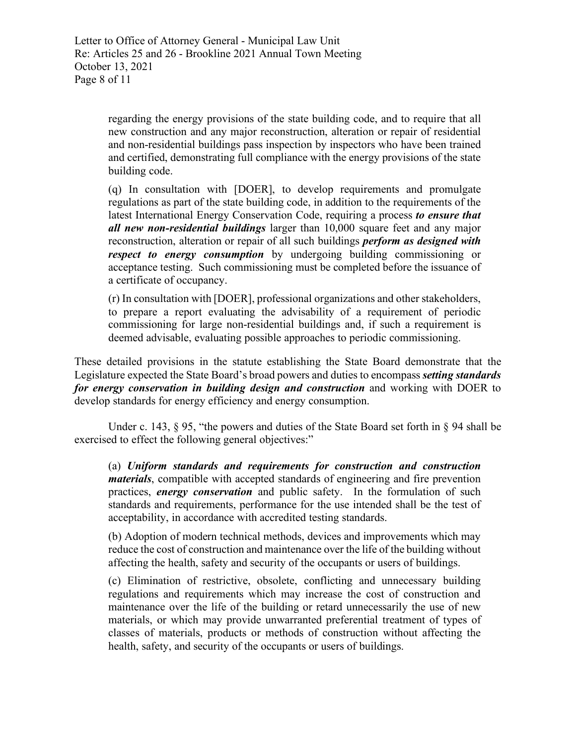regarding the energy provisions of the state building code, and to require that all new construction and any major reconstruction, alteration or repair of residential and non-residential buildings pass inspection by inspectors who have been trained and certified, demonstrating full compliance with the energy provisions of the state building code.

> (q) In consultation with [DOER], to develop requirements and promulgate regulations as part of the state building code, in addition to the requirements of the latest International Energy Conservation Code, requiring a process ***to ensure that all new non-residential buildings*** larger than 10,000 square feet and any major reconstruction, alteration or repair of all such buildings ***perform as designed with respect to energy consumption*** by undergoing building commissioning or acceptance testing. Such commissioning must be completed before the issuance of a certificate of occupancy.
>
> (r) In consultation with [DOER], professional organizations and other stakeholders, to prepare a report evaluating the advisability of a requirement of periodic commissioning for large non-residential buildings and, if such a requirement is deemed advisable, evaluating possible approaches to periodic commissioning.

These detailed provisions in the statute establishing the State Board demonstrate that the Legislature expected the State Board's broad powers and duties to encompass ***setting standards for energy conservation in building design and construction*** and working with DOER to develop standards for energy efficiency and energy consumption.

Under c. 143, § 95, "the powers and duties of the State Board set forth in § 94 shall be exercised to effect the following general objectives:"

> (a) ***Uniform standards and requirements for construction and construction materials***, compatible with accepted standards of engineering and fire prevention practices, ***energy conservation*** and public safety. In the formulation of such standards and requirements, performance for the use intended shall be the test of acceptability, in accordance with accredited testing standards.
>
> (b) Adoption of modern technical methods, devices and improvements which may reduce the cost of construction and maintenance over the life of the building without affecting the health, safety and security of the occupants or users of buildings.
>
> (c) Elimination of restrictive, obsolete, conflicting and unnecessary building regulations and requirements which may increase the cost of construction and maintenance over the life of the building or retard unnecessarily the use of new materials, or which may provide unwarranted preferential treatment of types of classes of materials, products or methods of construction without affecting the health, safety, and security of the occupants or users of buildings.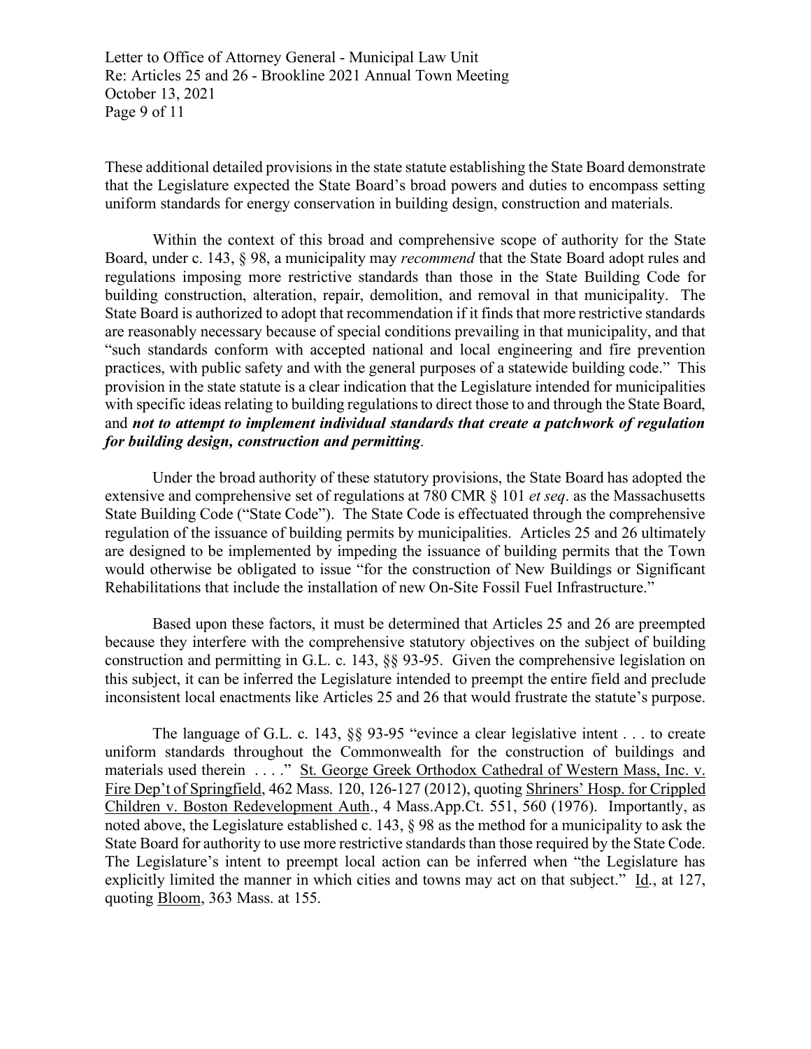These additional detailed provisions in the state statute establishing the State Board demonstrate that the Legislature expected the State Board's broad powers and duties to encompass setting uniform standards for energy conservation in building design, construction and materials.

Within the context of this broad and comprehensive scope of authority for the State Board, under c. 143, § 98, a municipality may *recommend* that the State Board adopt rules and regulations imposing more restrictive standards than those in the State Building Code for building construction, alteration, repair, demolition, and removal in that municipality. The State Board is authorized to adopt that recommendation if it finds that more restrictive standards are reasonably necessary because of special conditions prevailing in that municipality, and that "such standards conform with accepted national and local engineering and fire prevention practices, with public safety and with the general purposes of a statewide building code." This provision in the state statute is a clear indication that the Legislature intended for municipalities with specific ideas relating to building regulations to direct those to and through the State Board, and ***not to attempt to implement individual standards that create a patchwork of regulation for building design, construction and permitting***.

Under the broad authority of these statutory provisions, the State Board has adopted the extensive and comprehensive set of regulations at 780 CMR § 101 *et seq*. as the Massachusetts State Building Code ("State Code"). The State Code is effectuated through the comprehensive regulation of the issuance of building permits by municipalities. Articles 25 and 26 ultimately are designed to be implemented by impeding the issuance of building permits that the Town would otherwise be obligated to issue "for the construction of New Buildings or Significant Rehabilitations that include the installation of new On-Site Fossil Fuel Infrastructure."

Based upon these factors, it must be determined that Articles 25 and 26 are preempted because they interfere with the comprehensive statutory objectives on the subject of building construction and permitting in G.L. c. 143, §§ 93-95. Given the comprehensive legislation on this subject, it can be inferred the Legislature intended to preempt the entire field and preclude inconsistent local enactments like Articles 25 and 26 that would frustrate the statute's purpose.

The language of G.L. c. 143, §§ 93-95 "evince a clear legislative intent . . . to create uniform standards throughout the Commonwealth for the construction of buildings and materials used therein . . . ." St. George Greek Orthodox Cathedral of Western Mass, Inc. v. Fire Dep't of Springfield, 462 Mass. 120, 126-127 (2012), quoting Shriners' Hosp. for Crippled Children v. Boston Redevelopment Auth., 4 Mass.App.Ct. 551, 560 (1976). Importantly, as noted above, the Legislature established c. 143, § 98 as the method for a municipality to ask the State Board for authority to use more restrictive standards than those required by the State Code. The Legislature's intent to preempt local action can be inferred when "the Legislature has explicitly limited the manner in which cities and towns may act on that subject." Id., at 127, quoting Bloom, 363 Mass. at 155.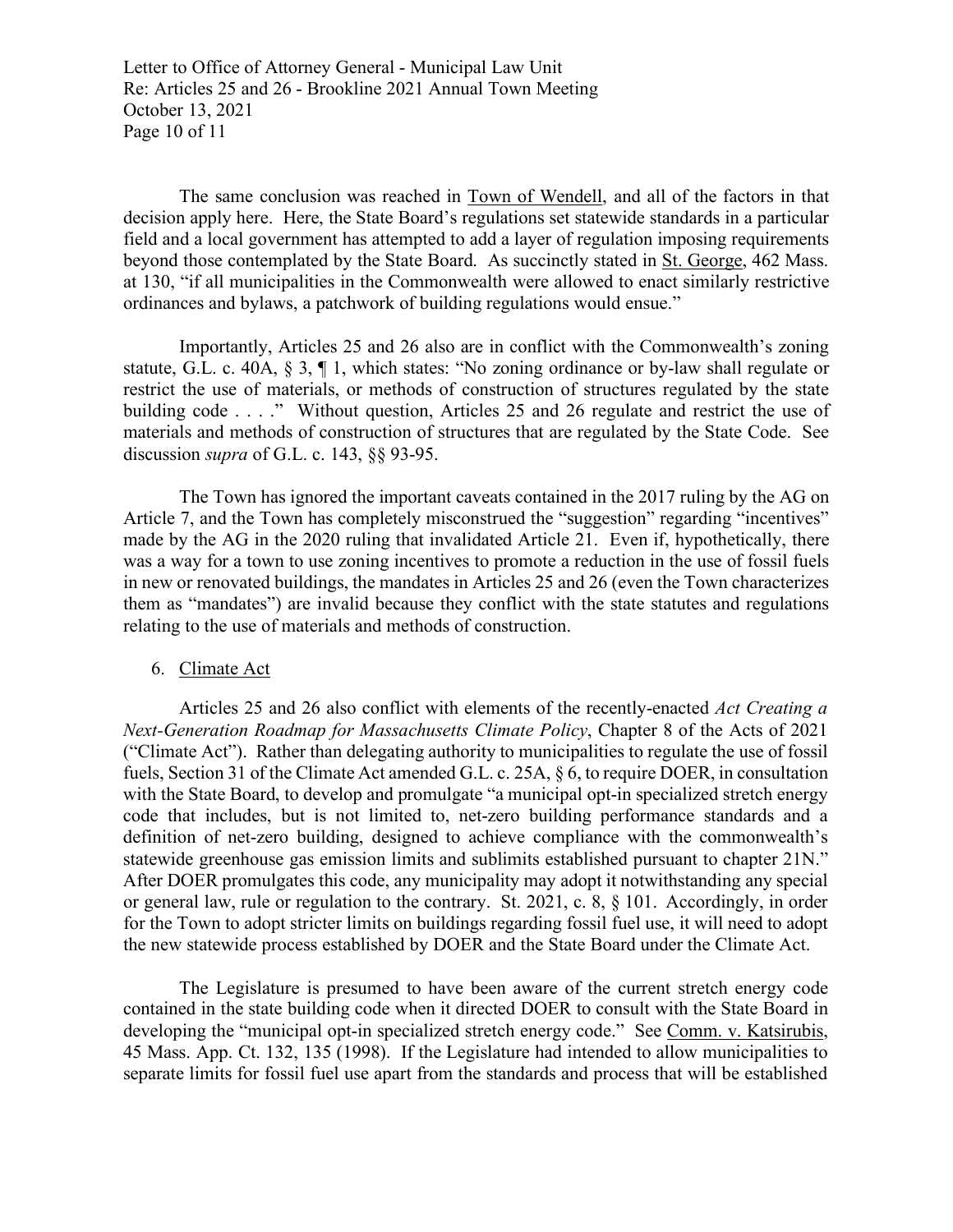The same conclusion was reached in Town of Wendell, and all of the factors in that decision apply here. Here, the State Board's regulations set statewide standards in a particular field and a local government has attempted to add a layer of regulation imposing requirements beyond those contemplated by the State Board. As succinctly stated in St. George, 462 Mass. at 130, "if all municipalities in the Commonwealth were allowed to enact similarly restrictive ordinances and bylaws, a patchwork of building regulations would ensue."

Importantly, Articles 25 and 26 also are in conflict with the Commonwealth's zoning statute, G.L. c. 40A, § 3, ¶ 1, which states: "No zoning ordinance or by-law shall regulate or restrict the use of materials, or methods of construction of structures regulated by the state building code . . . ." Without question, Articles 25 and 26 regulate and restrict the use of materials and methods of construction of structures that are regulated by the State Code. See discussion *supra* of G.L. c. 143, §§ 93-95.

The Town has ignored the important caveats contained in the 2017 ruling by the AG on Article 7, and the Town has completely misconstrued the "suggestion" regarding "incentives" made by the AG in the 2020 ruling that invalidated Article 21. Even if, hypothetically, there was a way for a town to use zoning incentives to promote a reduction in the use of fossil fuels in new or renovated buildings, the mandates in Articles 25 and 26 (even the Town characterizes them as "mandates") are invalid because they conflict with the state statutes and regulations relating to the use of materials and methods of construction.

6. Climate Act

Articles 25 and 26 also conflict with elements of the recently-enacted *Act Creating a Next-Generation Roadmap for Massachusetts Climate Policy*, Chapter 8 of the Acts of 2021 ("Climate Act"). Rather than delegating authority to municipalities to regulate the use of fossil fuels, Section 31 of the Climate Act amended G.L. c. 25A, § 6, to require DOER, in consultation with the State Board, to develop and promulgate "a municipal opt-in specialized stretch energy code that includes, but is not limited to, net-zero building performance standards and a definition of net-zero building, designed to achieve compliance with the commonwealth's statewide greenhouse gas emission limits and sublimits established pursuant to chapter 21N." After DOER promulgates this code, any municipality may adopt it notwithstanding any special or general law, rule or regulation to the contrary. St. 2021, c. 8, § 101. Accordingly, in order for the Town to adopt stricter limits on buildings regarding fossil fuel use, it will need to adopt the new statewide process established by DOER and the State Board under the Climate Act.

The Legislature is presumed to have been aware of the current stretch energy code contained in the state building code when it directed DOER to consult with the State Board in developing the "municipal opt-in specialized stretch energy code." See Comm. v. Katsirubis, 45 Mass. App. Ct. 132, 135 (1998). If the Legislature had intended to allow municipalities to separate limits for fossil fuel use apart from the standards and process that will be established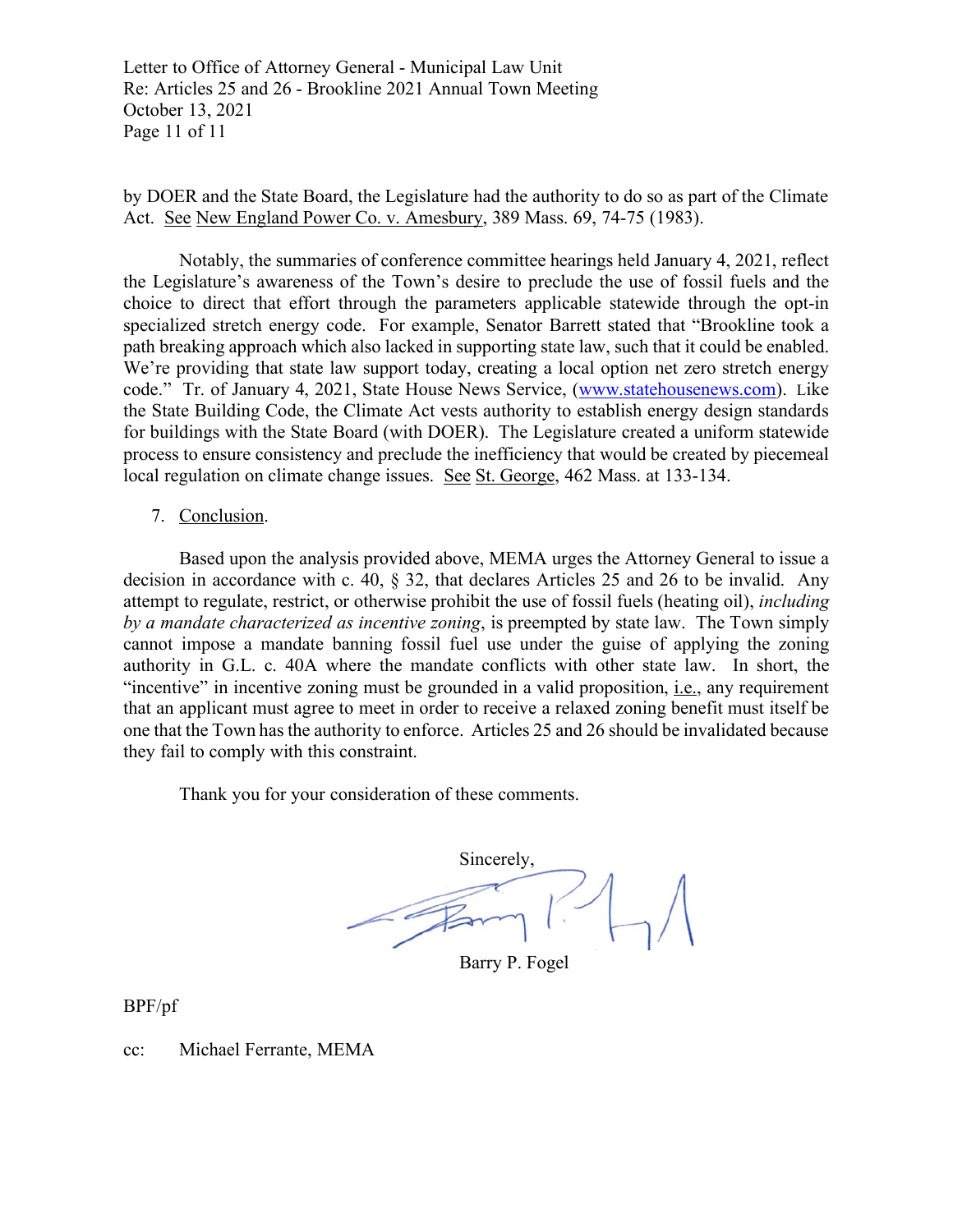by DOER and the State Board, the Legislature had the authority to do so as part of the Climate Act. See New England Power Co. v. Amesbury, 389 Mass. 69, 74-75 (1983).

Notably, the summaries of conference committee hearings held January 4, 2021, reflect the Legislature's awareness of the Town's desire to preclude the use of fossil fuels and the choice to direct that effort through the parameters applicable statewide through the opt-in specialized stretch energy code. For example, Senator Barrett stated that "Brookline took a path breaking approach which also lacked in supporting state law, such that it could be enabled. We're providing that state law support today, creating a local option net zero stretch energy code." Tr. of January 4, 2021, State House News Service, (www.statehousenews.com). Like the State Building Code, the Climate Act vests authority to establish energy design standards for buildings with the State Board (with DOER). The Legislature created a uniform statewide process to ensure consistency and preclude the inefficiency that would be created by piecemeal local regulation on climate change issues. See St. George, 462 Mass. at 133-134.

7. Conclusion.

Based upon the analysis provided above, MEMA urges the Attorney General to issue a decision in accordance with c. 40, § 32, that declares Articles 25 and 26 to be invalid. Any attempt to regulate, restrict, or otherwise prohibit the use of fossil fuels (heating oil), *including by a mandate characterized as incentive zoning*, is preempted by state law. The Town simply cannot impose a mandate banning fossil fuel use under the guise of applying the zoning authority in G.L. c. 40A where the mandate conflicts with other state law. In short, the "incentive" in incentive zoning must be grounded in a valid proposition, i.e., any requirement that an applicant must agree to meet in order to receive a relaxed zoning benefit must itself be one that the Town has the authority to enforce. Articles 25 and 26 should be invalidated because they fail to comply with this constraint.

Thank you for your consideration of these comments.

Sincerely,

Barry P. Fogel

BPF/pf

cc: Michael Ferrante, MEMA